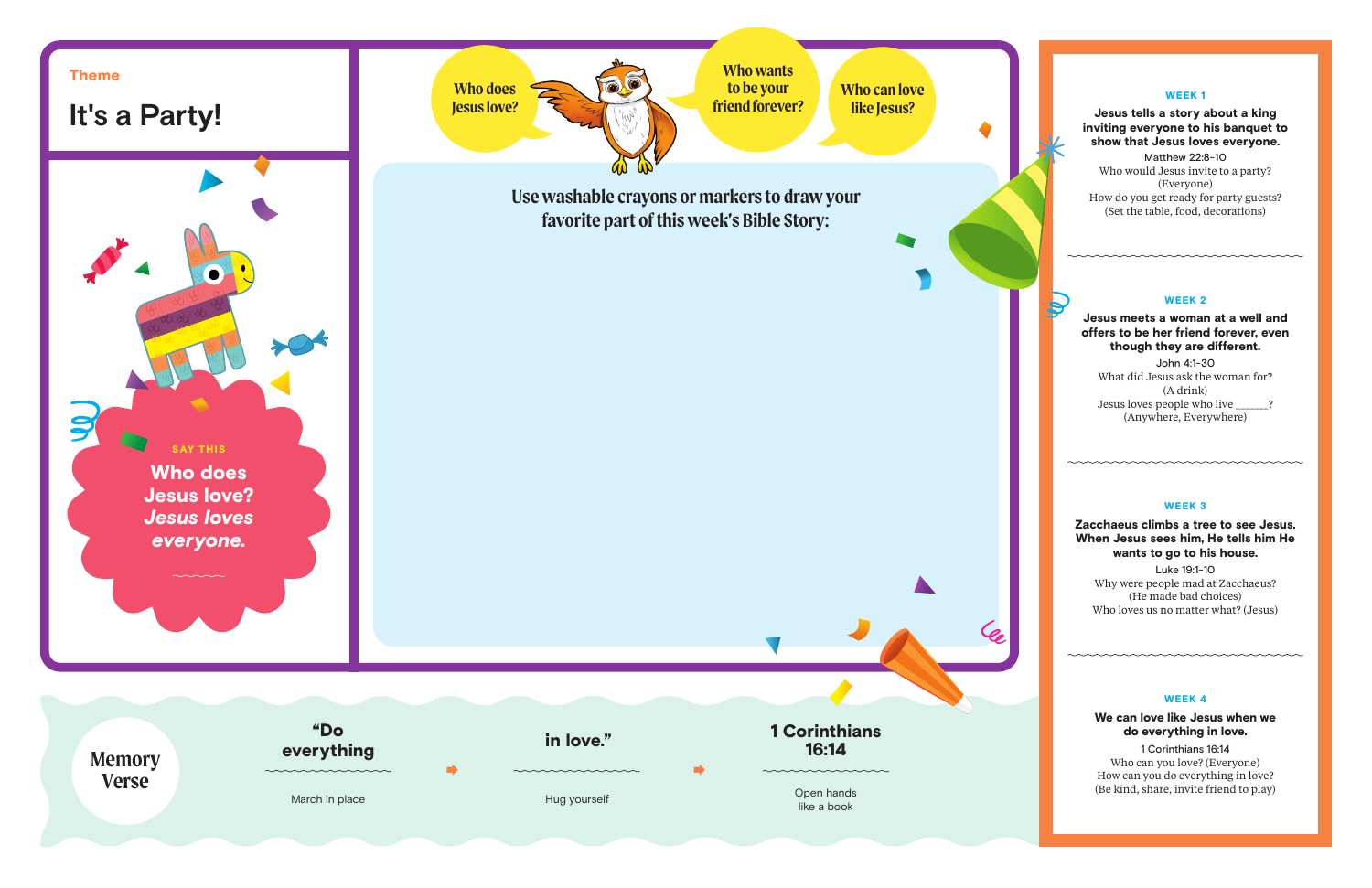Theme

# It's a Party!

SAY THIS

**Who does Jesus love?**
***Jesus loves everyone.***

Who does Jesus love?

Who wants to be your friend forever?

Who can love like Jesus?

Use washable crayons or markers to draw your favorite part of this week's Bible Story:

## Memory Verse

| "Do everything | in love." | 1 Corinthians 16:14 |
| --- | --- | --- |
| March in place | Hug yourself | Open hands like a book |

### WEEK 1

**Jesus tells a story about a king inviting everyone to his banquet to show that Jesus loves everyone.**

Matthew 22:8-10

Who would Jesus invite to a party?
(Everyone)
How do you get ready for party guests?
(Set the table, food, decorations)

### WEEK 2

**Jesus meets a woman at a well and offers to be her friend forever, even though they are different.**

John 4:1-30

What did Jesus ask the woman for?
(A drink)
Jesus loves people who live ______?
(Anywhere, Everywhere)

### WEEK 3

**Zacchaeus climbs a tree to see Jesus. When Jesus sees him, He tells him He wants to go to his house.**

Luke 19:1-10

Why were people mad at Zacchaeus?
(He made bad choices)
Who loves us no matter what? (Jesus)

### WEEK 4

**We can love like Jesus when we do everything in love.**

1 Corinthians 16:14

Who can you love? (Everyone)
How can you do everything in love?
(Be kind, share, invite friend to play)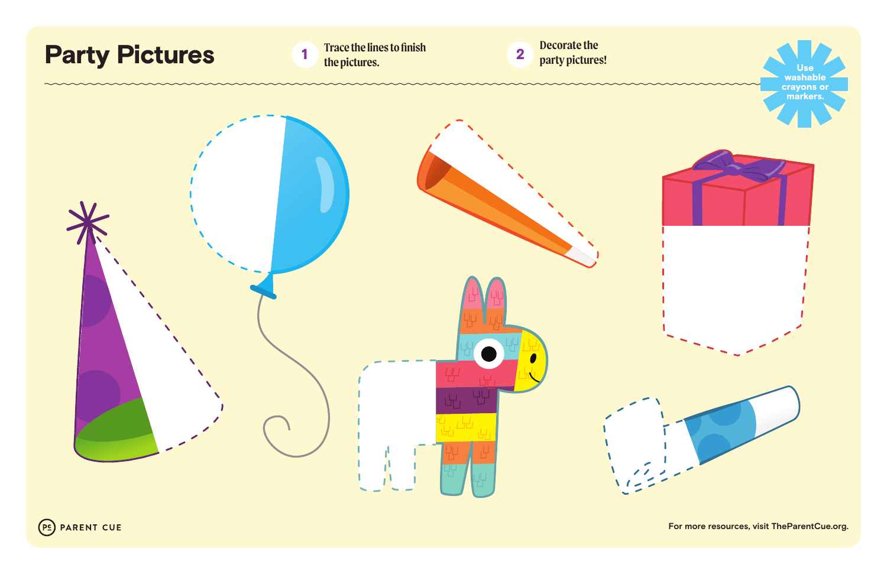# Party Pictures

1. Trace the lines to finish the pictures.
2. Decorate the party pictures!

Use washable crayons or markers.

PARENT CUE

For more resources, visit TheParentCue.org.